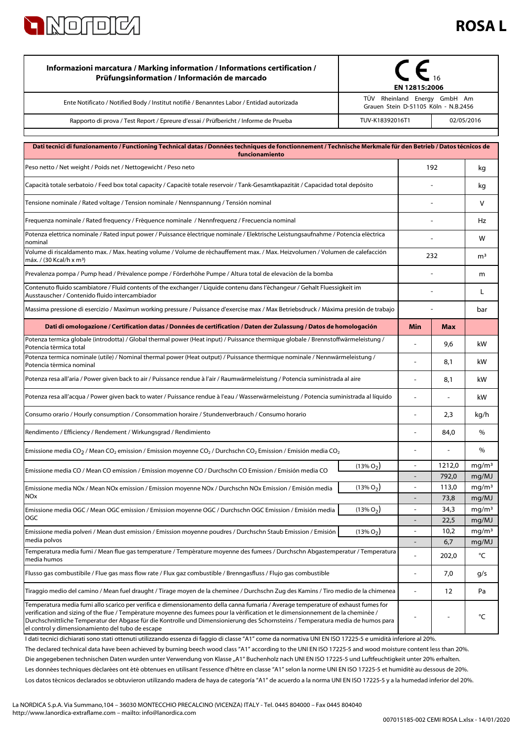# ROSA L

| Informazioni marcatura / Marking information / Informations certification / Prüfungsinformation / Información de marcado | CE 16 EN 12815:2006 | |
|---|---|---|
| Ente Notificato / Notified Body / Institut notifiè / Benanntes Labor / Entidad autorizada | TÜV Rheinland Energy GmbH Am Grauen Stein D-51105 Köln - N.B.2456 | |
| Rapporto di prova / Test Report / Epreure d'essai / Prüfbericht / Informe de Prueba | TUV-K18392016T1 | 02/05/2016 |

| Dati tecnici di funzionamento / Functioning Technical datas / Données techniques de fonctionnement / Technische Merkmale für den Betrieb / Datos técnicos de funcionamento | | | | |
|---|---|---|---|---|
| Peso netto / Net weight / Poids net / Nettogewicht / Peso neto | | 192 | | kg |
| Capacità totale serbatoio / Feed box total capacity / Capacité totale reservoir / Tank-Gesamtkapazität / Capacidad total depósito | | - | | kg |
| Tensione nominale / Rated voltage / Tension nominale / Nennspannung / Tensión nominal | | - | | V |
| Frequenza nominale / Rated frequency / Fréquence nominale / Nennfrequenz / Frecuencia nominal | | - | | Hz |
| Potenza elettrica nominale / Rated input power / Puissance électrique nominale / Elektrische Leistungsaufnahme / Potencia eléctrica nominal | | - | | W |
| Volume di riscaldamento max. / Max. heating volume / Volume de réchauffement max. / Max. Heizvolumen / Volumen de calefacción máx. / (30 Kcal/h x m³) | | 232 | | m³ |
| Prevalenza pompa / Pump head / Prévalence pompe / Förderhöhe Pumpe / Altura total de elevaciòn de la bomba | | - | | m |
| Contenuto fluido scambiatore / Fluid contents of the exchanger / Liquide contenu dans l'échangeur / Gehalt Fluessigkeit im Ausstauscher / Contenido fluido intercambiador | | - | | L |
| Massima pressione di esercizio / Maximun working pressure / Puissance d'exercise max / Max Betriebsdruck / Máxima presión de trabajo | | - | | bar |
| **Dati di omologazione / Certification datas / Données de certification / Daten der Zulassung / Datos de homologación** | | **Min** | **Max** | |
| Potenza termica globale (introdotta) / Global thermal power (Heat input) / Puissance thermique globale / Brennstoffwärmeleistung / Potencia térmica total | | - | 9,6 | kW |
| Potenza termica nominale (utile) / Nominal thermal power (Heat output) / Puissance thermique nominale / Nennwärmeleistung / Potencia térmica nominal | | - | 8,1 | kW |
| Potenza resa all'aria / Power given back to air / Puissance rendue à l'air / Raumwärmeleistung / Potencia suministrada al aire | | - | 8,1 | kW |
| Potenza resa all'acqua / Power given back to water / Puissance rendue à l'eau / Wasserwärmeleistung / Potencia suministrada al líquido | | - | - | kW |
| Consumo orario / Hourly consumption / Consommation horaire / Stundenverbrauch / Consumo horario | | - | 2,3 | kg/h |
| Rendimento / Efficiency / Rendement / Wirkungsgrad / Rendimiento | | - | 84,0 | % |
| Emissione media $CO_2$ / Mean $CO_2$ emission / Emission moyenne $CO_2$ / Durchschn $CO_2$ Emission / Emisión media $CO_2$ | | - | - | % |
| Emissione media CO / Mean CO emission / Emission moyenne CO / Durchschn CO Emission / Emisión media CO | (13% $O_2$) | - | 1212,0 | mg/m³ |
| | | - | 792,0 | mg/MJ |
| Emissione media NOx / Mean NOx emission / Emission moyenne NOx / Durchschn NOx Emission / Emisión media NOx | (13% $O_2$) | - | 113,0 | mg/m³ |
| | | - | 73,8 | mg/MJ |
| Emissione media OGC / Mean OGC emission / Emission moyenne OGC / Durchschn OGC Emission / Emisión media OGC | (13% $O_2$) | - | 34,3 | mg/m³ |
| | | - | 22,5 | mg/MJ |
| Emissione media polveri / Mean dust emission / Emission moyenne poudres / Durchschn Staub Emission / Emisión media polvos | (13% $O_2$) | - | 10,2 | mg/m³ |
| | | - | 6,7 | mg/MJ |
| Temperatura media fumi / Mean flue gas temperature / Température moyenne des fumees / Durchschn Abgastemperatur / Temperatura media humos | | - | 202,0 | °C |
| Flusso gas combustibile / Flue gas mass flow rate / Flux gaz combustible / Brenngasfluss / Flujo gas combustible | | - | 7,0 | g/s |
| Tiraggio medio del camino / Mean fuel draught / Tirage moyen de la cheminee / Durchschn Zug des Kamins / Tiro medio de la chimenea | | - | 12 | Pa |
| Temperatura media fumi allo scarico per verifica e dimensionamento della canna fumaria / Average temperature of exhaust fumes for verification and sizing of the flue / Température moyenne des fumees pour la vérification et le dimensionnement de la cheminée / Durchschnittliche Temperatur der Abgase für die Kontrolle und Dimensionierung des Schornsteins / Temperatura media de humos para el control y dimensionamiento del tubo de escape | | - | - | °C |

I dati tecnici dichiarati sono stati ottenuti utilizzando essenza di faggio di classe "A1" come da normativa UNI EN ISO 17225-5 e umidità inferiore al 20%.

The declared technical data have been achieved by burning beech wood class "A1" according to the UNI EN ISO 17225-5 and wood moisture content less than 20%.

Die angegebenen technischen Daten wurden unter Verwendung von Klasse „A1" Buchenholz nach UNI EN ISO 17225-5 und Luftfeuchtigkeit unter 20% erhalten.

Les données techniques déclarées ont été obtenues en utilisant l'essence d'hêtre en classe "A1" selon la norme UNI EN ISO 17225-5 et humidité au dessous de 20%.

Los datos técnicos declarados se obtuvieron utilizando madera de haya de categoría "A1" de acuerdo a la norma UNI EN ISO 17225-5 y a la humedad inferior del 20%.

La NORDICA S.p.A. Via Summano,104 – 36030 MONTECCHIO PRECALCINO (VICENZA) ITALY - Tel. 0445 804000 – Fax 0445 804040
http://www.lanordica-extraflame.com – mailto: info@lanordica.com

007015185-002 CEMI ROSA L.xlsx - 14/01/2020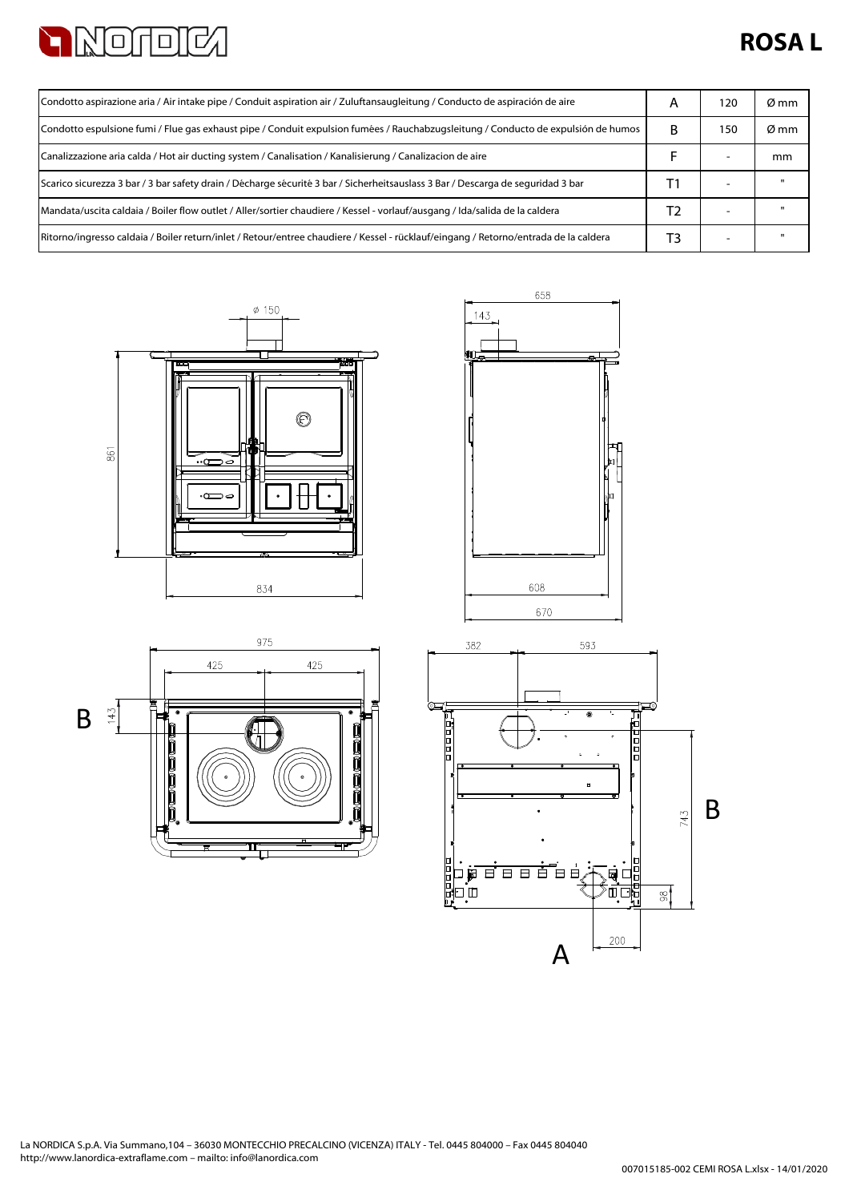# ROSA L

| | | | |
|---|---|---|---|
| Condotto aspirazione aria / Air intake pipe / Conduit aspiration air / Zuluftansaugleitung / Conducto de aspiración de aire | A | 120 | Ø mm |
| Condotto espulsione fumi / Flue gas exhaust pipe / Conduit expulsion fumées / Rauchabzugsleitung / Conducto de expulsión de humos | B | 150 | Ø mm |
| Canalizzazione aria calda / Hot air ducting system / Canalisation / Kanalisierung / Canalizacion de aire | F | - | mm |
| Scarico sicurezza 3 bar / 3 bar safety drain / Décharge sécurité 3 bar / Sicherheitsauslass 3 Bar / Descarga de seguridad 3 bar | T1 | - | " |
| Mandata/uscita caldaia / Boiler flow outlet / Aller/sortier chaudiere / Kessel - vorlauf/ausgang / Ida/salida de la caldera | T2 | - | " |
| Ritorno/ingresso caldaia / Boiler return/inlet / Retour/entree chaudiere / Kessel - rücklauf/eingang / Retorno/entrada de la caldera | T3 | - | " |

ø 150
861
834
658
143
608
670
975
425
425
B
143
382
593
743
B
98
200
A

La NORDICA S.p.A. Via Summano,104 – 36030 MONTECCHIO PRECALCINO (VICENZA) ITALY - Tel. 0445 804000 – Fax 0445 804040
http://www.lanordica-extraflame.com – mailto: info@lanordica.com

007015185-002 CEMI ROSA L.xlsx - 14/01/2020